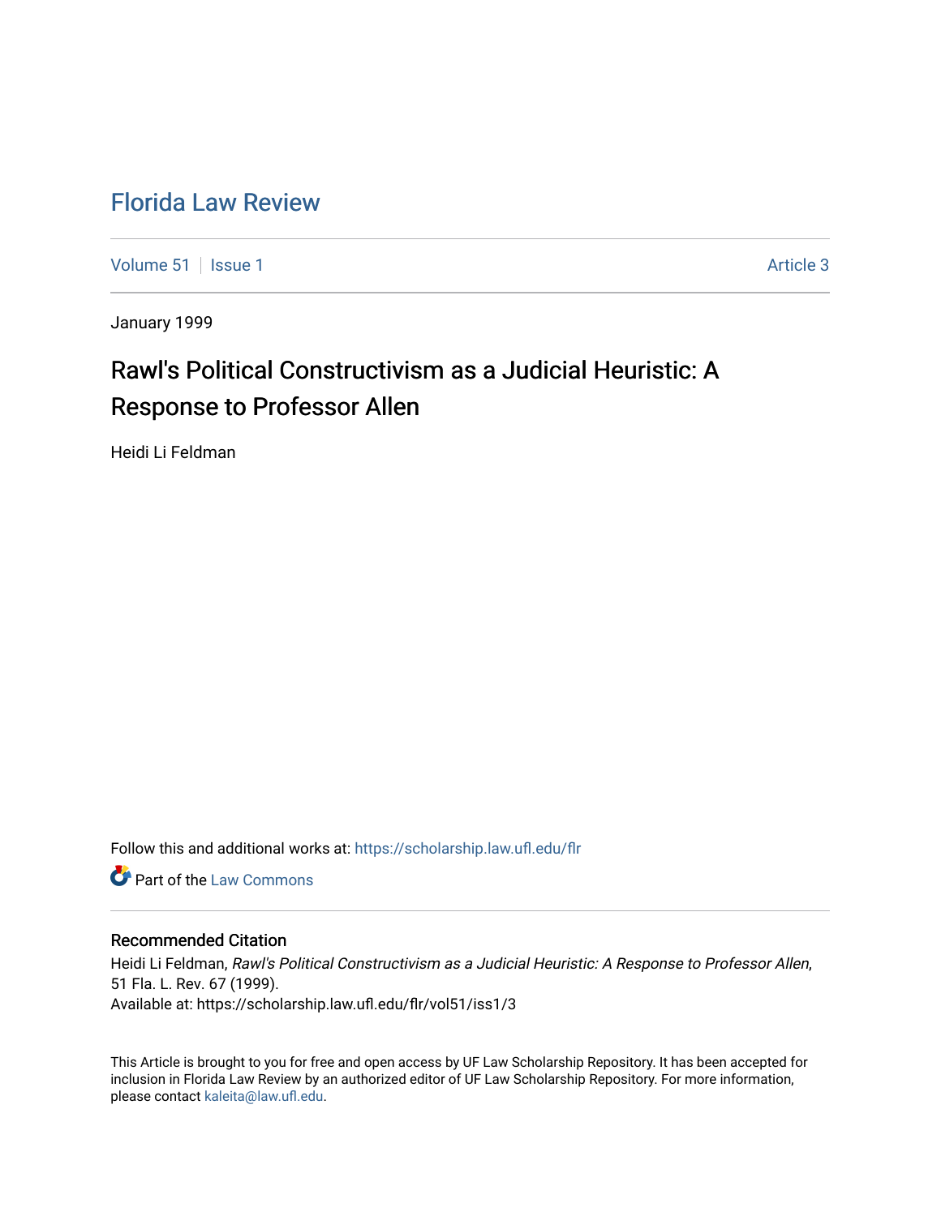# Florida Law Review

Volume 51 | Issue 1 | Article 3

January 1999

## Rawl's Political Constructivism as a Judicial Heuristic: A Response to Professor Allen

Heidi Li Feldman

Follow this and additional works at: https://scholarship.law.ufl.edu/flr

Part of the Law Commons

### Recommended Citation

Heidi Li Feldman, *Rawl's Political Constructivism as a Judicial Heuristic: A Response to Professor Allen*, 51 Fla. L. Rev. 67 (1999).
Available at: https://scholarship.law.ufl.edu/flr/vol51/iss1/3

This Article is brought to you for free and open access by UF Law Scholarship Repository. It has been accepted for inclusion in Florida Law Review by an authorized editor of UF Law Scholarship Repository. For more information, please contact kaleita@law.ufl.edu.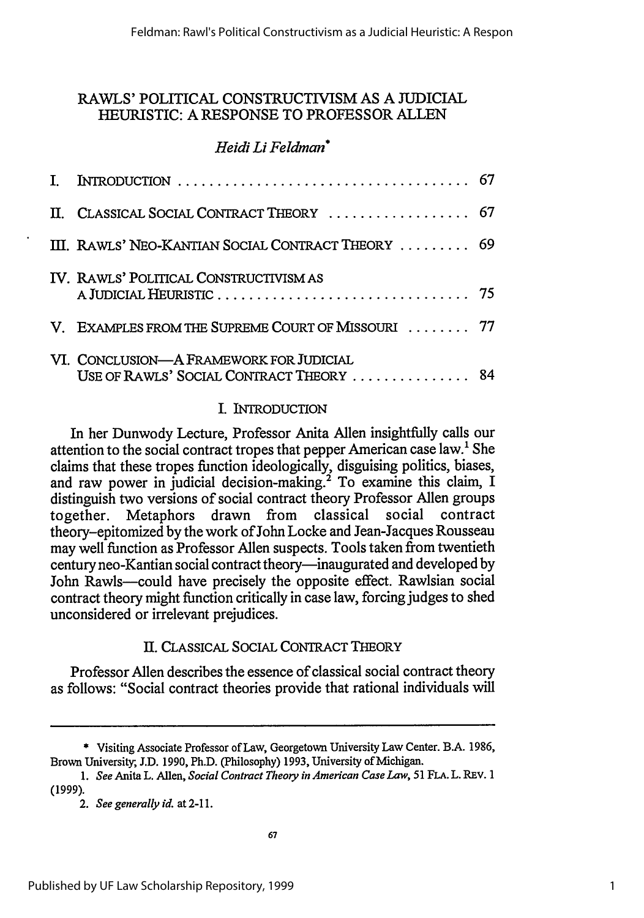# RAWLS' POLITICAL CONSTRUCTIVISM AS A JUDICIAL HEURISTIC: A RESPONSE TO PROFESSOR ALLEN

*Heidi Li Feldman*[*]

| | | |
|---|---|---|
| I. | INTRODUCTION | 67 |
| II. | CLASSICAL SOCIAL CONTRACT THEORY | 67 |
| III. | RAWLS' NEO-KANTIAN SOCIAL CONTRACT THEORY | 69 |
| IV. | RAWLS' POLITICAL CONSTRUCTIVISM AS A JUDICIAL HEURISTIC | 75 |
| V. | EXAMPLES FROM THE SUPREME COURT OF MISSOURI | 77 |
| VI. | CONCLUSION—A FRAMEWORK FOR JUDICIAL USE OF RAWLS' SOCIAL CONTRACT THEORY | 84 |

## I. INTRODUCTION

In her Dunwody Lecture, Professor Anita Allen insightfully calls our attention to the social contract tropes that pepper American case law.[1] She claims that these tropes function ideologically, disguising politics, biases, and raw power in judicial decision-making.[2] To examine this claim, I distinguish two versions of social contract theory Professor Allen groups together. Metaphors drawn from classical social contract theory–epitomized by the work of John Locke and Jean-Jacques Rousseau may well function as Professor Allen suspects. Tools taken from twentieth century neo-Kantian social contract theory—inaugurated and developed by John Rawls—could have precisely the opposite effect. Rawlsian social contract theory might function critically in case law, forcing judges to shed unconsidered or irrelevant prejudices.

## II. CLASSICAL SOCIAL CONTRACT THEORY

Professor Allen describes the essence of classical social contract theory as follows: "Social contract theories provide that rational individuals will

---

\* Visiting Associate Professor of Law, Georgetown University Law Center. B.A. 1986, Brown University; J.D. 1990, Ph.D. (Philosophy) 1993, University of Michigan.

1. *See* Anita L. Allen, *Social Contract Theory in American Case Law*, 51 FLA. L. REV. 1 (1999).

2. *See generally id.* at 2-11.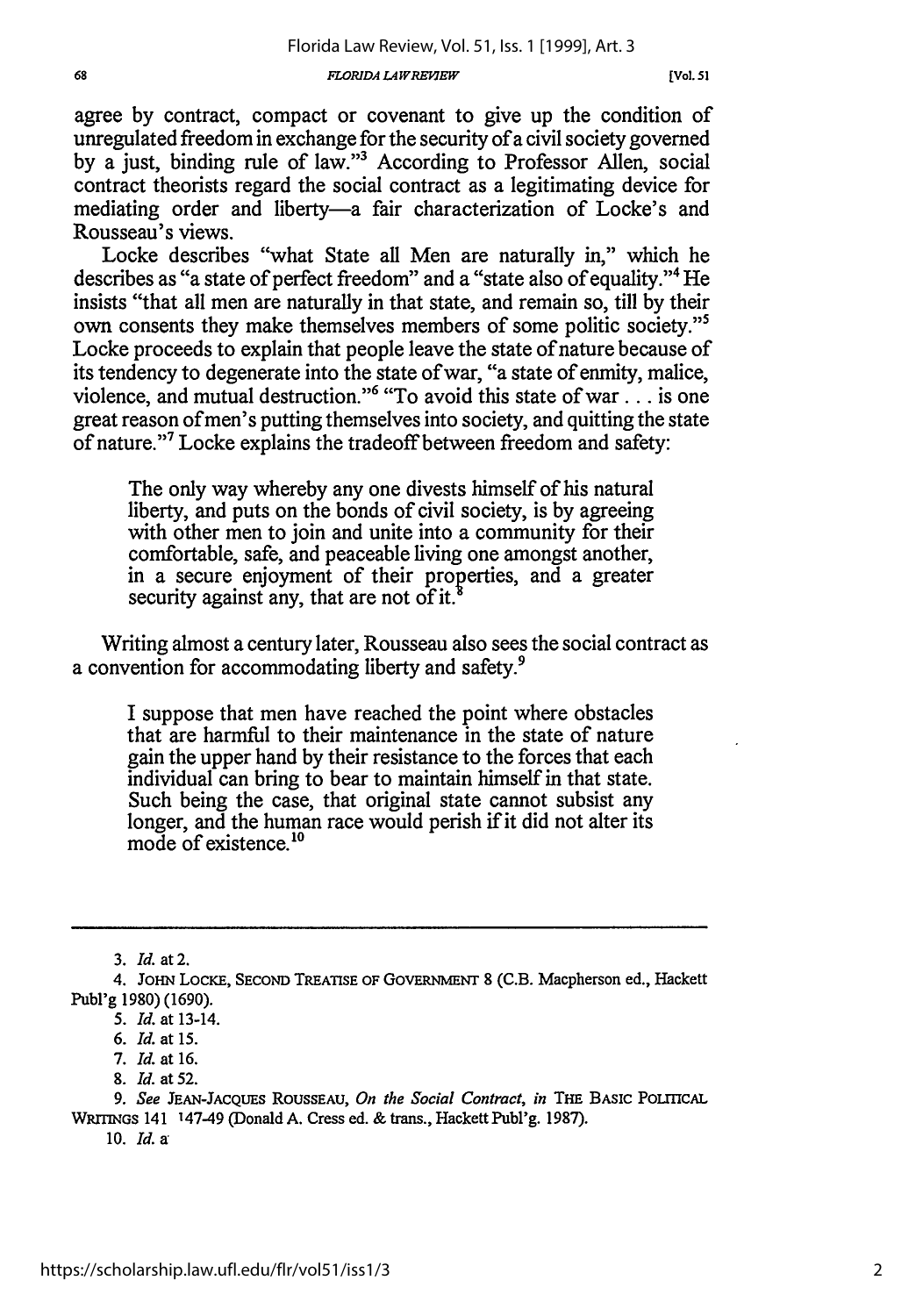agree by contract, compact or covenant to give up the condition of unregulated freedom in exchange for the security of a civil society governed by a just, binding rule of law."[3] According to Professor Allen, social contract theorists regard the social contract as a legitimating device for mediating order and liberty—a fair characterization of Locke's and Rousseau's views.

Locke describes "what State all Men are naturally in," which he describes as "a state of perfect freedom" and a "state also of equality."[4] He insists "that all men are naturally in that state, and remain so, till by their own consents they make themselves members of some politic society."[5] Locke proceeds to explain that people leave the state of nature because of its tendency to degenerate into the state of war, "a state of enmity, malice, violence, and mutual destruction."[6] "To avoid this state of war . . . is one great reason of men's putting themselves into society, and quitting the state of nature."[7] Locke explains the tradeoff between freedom and safety:

> The only way whereby any one divests himself of his natural liberty, and puts on the bonds of civil society, is by agreeing with other men to join and unite into a community for their comfortable, safe, and peaceable living one amongst another, in a secure enjoyment of their properties, and a greater security against any, that are not of it.[8]

Writing almost a century later, Rousseau also sees the social contract as a convention for accommodating liberty and safety.[9]

> I suppose that men have reached the point where obstacles that are harmful to their maintenance in the state of nature gain the upper hand by their resistance to the forces that each individual can bring to bear to maintain himself in that state. Such being the case, that original state cannot subsist any longer, and the human race would perish if it did not alter its mode of existence.[10]

---

3. *Id.* at 2.

4. JOHN LOCKE, SECOND TREATISE OF GOVERNMENT 8 (C.B. Macpherson ed., Hackett Publ'g 1980) (1690).

5. *Id.* at 13-14.

6. *Id.* at 15.

7. *Id.* at 16.

8. *Id.* at 52.

9. *See* JEAN-JACQUES ROUSSEAU, *On the Social Contract*, *in* THE BASIC POLITICAL WRITINGS 141 147-49 (Donald A. Cress ed. & trans., Hackett Publ'g. 1987).

10. *Id.* a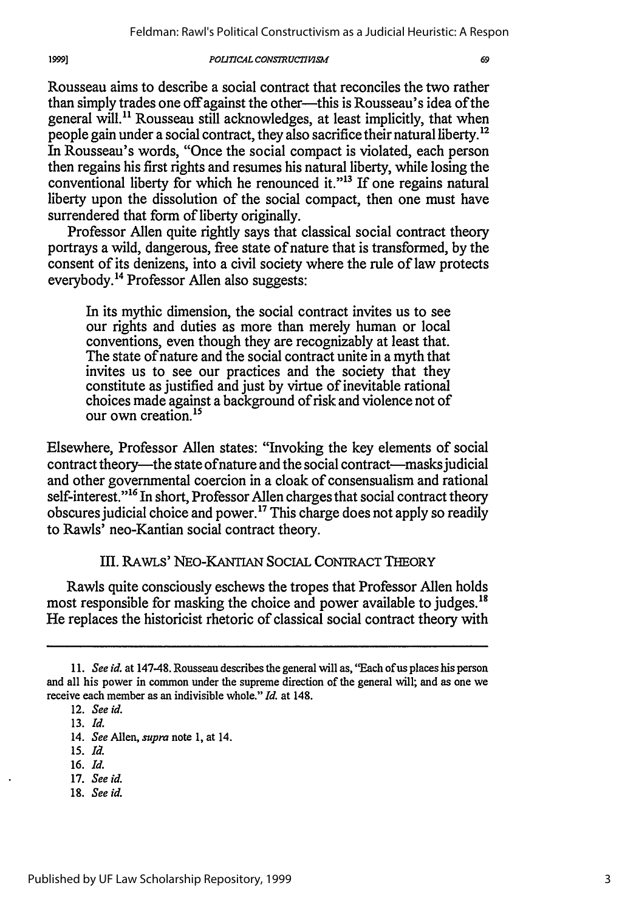Rousseau aims to describe a social contract that reconciles the two rather than simply trades one off against the other—this is Rousseau's idea of the general will.[11] Rousseau still acknowledges, at least implicitly, that when people gain under a social contract, they also sacrifice their natural liberty.[12] In Rousseau's words, "Once the social compact is violated, each person then regains his first rights and resumes his natural liberty, while losing the conventional liberty for which he renounced it."[13] If one regains natural liberty upon the dissolution of the social compact, then one must have surrendered that form of liberty originally.

Professor Allen quite rightly says that classical social contract theory portrays a wild, dangerous, free state of nature that is transformed, by the consent of its denizens, into a civil society where the rule of law protects everybody.[14] Professor Allen also suggests:

> In its mythic dimension, the social contract invites us to see our rights and duties as more than merely human or local conventions, even though they are recognizably at least that. The state of nature and the social contract unite in a myth that invites us to see our practices and the society that they constitute as justified and just by virtue of inevitable rational choices made against a background of risk and violence not of our own creation.[15]

Elsewhere, Professor Allen states: "Invoking the key elements of social contract theory—the state of nature and the social contract—masks judicial and other governmental coercion in a cloak of consensualism and rational self-interest."[16] In short, Professor Allen charges that social contract theory obscures judicial choice and power.[17] This charge does not apply so readily to Rawls' neo-Kantian social contract theory.

## III. RAWLS' NEO-KANTIAN SOCIAL CONTRACT THEORY

Rawls quite consciously eschews the tropes that Professor Allen holds most responsible for masking the choice and power available to judges.[18] He replaces the historicist rhetoric of classical social contract theory with

---

11. *See id.* at 147-48. Rousseau describes the general will as, "Each of us places his person and all his power in common under the supreme direction of the general will; and as one we receive each member as an indivisible whole." *Id.* at 148.

12. *See id.*

13. *Id.*

14. *See* Allen, *supra* note 1, at 14.

15. *Id.*

16. *Id.*

17. *See id.*

18. *See id.*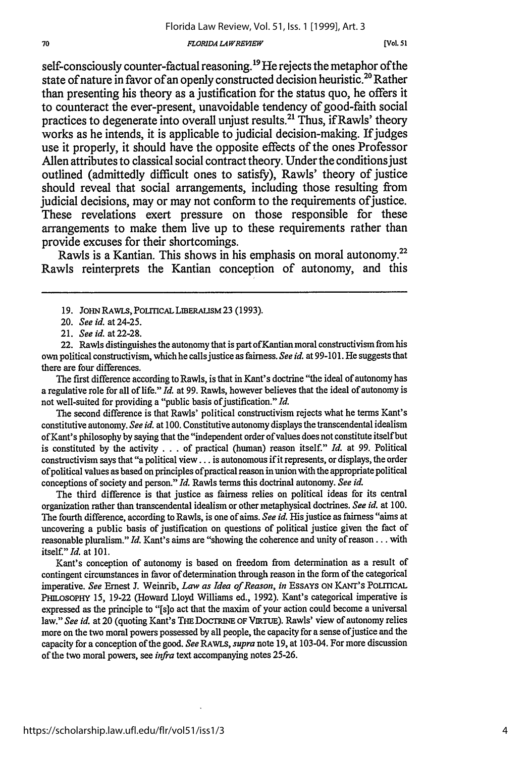self-consciously counter-factual reasoning.[19] He rejects the metaphor of the state of nature in favor of an openly constructed decision heuristic.[20] Rather than presenting his theory as a justification for the status quo, he offers it to counteract the ever-present, unavoidable tendency of good-faith social practices to degenerate into overall unjust results.[21] Thus, if Rawls' theory works as he intends, it is applicable to judicial decision-making. If judges use it properly, it should have the opposite effects of the ones Professor Allen attributes to classical social contract theory. Under the conditions just outlined (admittedly difficult ones to satisfy), Rawls' theory of justice should reveal that social arrangements, including those resulting from judicial decisions, may or may not conform to the requirements of justice. These revelations exert pressure on those responsible for these arrangements to make them live up to these requirements rather than provide excuses for their shortcomings.

Rawls is a Kantian. This shows in his emphasis on moral autonomy.[22] Rawls reinterprets the Kantian conception of autonomy, and this

---

19. JOHN RAWLS, POLITICAL LIBERALISM 23 (1993).

20. *See id.* at 24-25.

21. *See id.* at 22-28.

22. Rawls distinguishes the autonomy that is part of Kantian moral constructivism from his own political constructivism, which he calls justice as fairness. *See id.* at 99-101. He suggests that there are four differences.

The first difference according to Rawls, is that in Kant's doctrine "the ideal of autonomy has a regulative role for all of life." *Id.* at 99. Rawls, however believes that the ideal of autonomy is not well-suited for providing a "public basis of justification." *Id.*

The second difference is that Rawls' political constructivism rejects what he terms Kant's constitutive autonomy. *See id.* at 100. Constitutive autonomy displays the transcendental idealism of Kant's philosophy by saying that the "independent order of values does not constitute itself but is constituted by the activity . . . of practical (human) reason itself." *Id.* at 99. Political constructivism says that "a political view . . . is autonomous if it represents, or displays, the order of political values as based on principles of practical reason in union with the appropriate political conceptions of society and person." *Id.* Rawls terms this doctrinal autonomy. *See id.*

The third difference is that justice as fairness relies on political ideas for its central organization rather than transcendental idealism or other metaphysical doctrines. *See id.* at 100. The fourth difference, according to Rawls, is one of aims. *See id.* His justice as fairness "aims at uncovering a public basis of justification on questions of political justice given the fact of reasonable pluralism." *Id.* Kant's aims are "showing the coherence and unity of reason . . . with itself." *Id.* at 101.

Kant's conception of autonomy is based on freedom from determination as a result of contingent circumstances in favor of determination through reason in the form of the categorical imperative. *See* Ernest J. Weinrib, *Law as Idea of Reason*, *in* ESSAYS ON KANT'S POLITICAL PHILOSOPHY 15, 19-22 (Howard Lloyd Williams ed., 1992). Kant's categorical imperative is expressed as the principle to "[s]o act that the maxim of your action could become a universal law." *See id.* at 20 (quoting Kant's THE DOCTRINE OF VIRTUE). Rawls' view of autonomy relies more on the two moral powers possessed by all people, the capacity for a sense of justice and the capacity for a conception of the good. *See* RAWLS, *supra* note 19, at 103-04. For more discussion of the two moral powers, see *infra* text accompanying notes 25-26.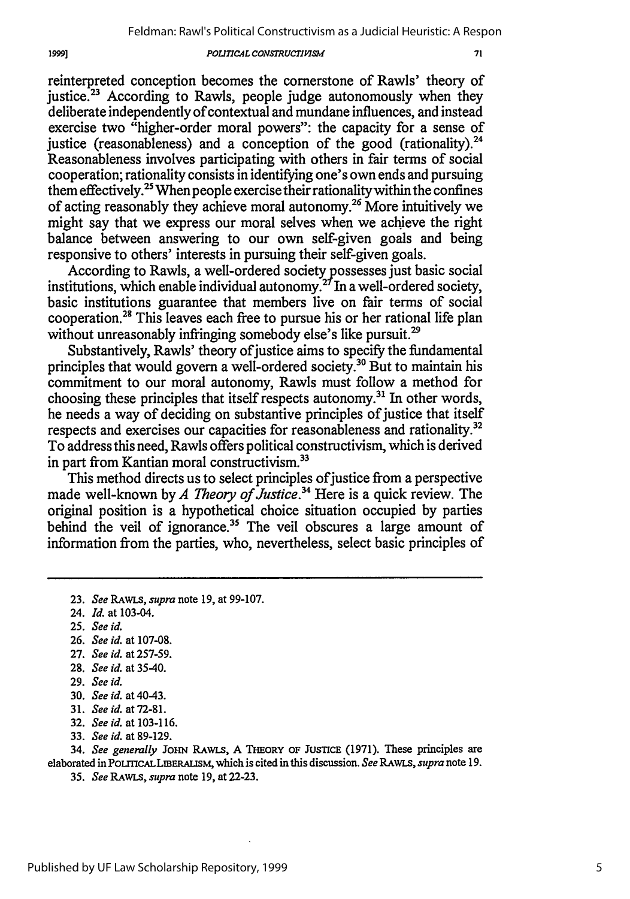reinterpreted conception becomes the cornerstone of Rawls' theory of justice.[23] According to Rawls, people judge autonomously when they deliberate independently of contextual and mundane influences, and instead exercise two "higher-order moral powers": the capacity for a sense of justice (reasonableness) and a conception of the good (rationality).[24] Reasonableness involves participating with others in fair terms of social cooperation; rationality consists in identifying one's own ends and pursuing them effectively.[25] When people exercise their rationality within the confines of acting reasonably they achieve moral autonomy.[26] More intuitively we might say that we express our moral selves when we achieve the right balance between answering to our own self-given goals and being responsive to others' interests in pursuing their self-given goals.

According to Rawls, a well-ordered society possesses just basic social institutions, which enable individual autonomy.[27] In a well-ordered society, basic institutions guarantee that members live on fair terms of social cooperation.[28] This leaves each free to pursue his or her rational life plan without unreasonably infringing somebody else's like pursuit.[29]

Substantively, Rawls' theory of justice aims to specify the fundamental principles that would govern a well-ordered society.[30] But to maintain his commitment to our moral autonomy, Rawls must follow a method for choosing these principles that itself respects autonomy.[31] In other words, he needs a way of deciding on substantive principles of justice that itself respects and exercises our capacities for reasonableness and rationality.[32] To address this need, Rawls offers political constructivism, which is derived in part from Kantian moral constructivism.[33]

This method directs us to select principles of justice from a perspective made well-known by *A Theory of Justice*.[34] Here is a quick review. The original position is a hypothetical choice situation occupied by parties behind the veil of ignorance.[35] The veil obscures a large amount of information from the parties, who, nevertheless, select basic principles of

---

23. *See* RAWLS, *supra* note 19, at 99-107.
24. *Id.* at 103-04.
25. *See id.*
26. *See id.* at 107-08.
27. *See id.* at 257-59.
28. *See id.* at 35-40.
29. *See id.*
30. *See id.* at 40-43.
31. *See id.* at 72-81.
32. *See id.* at 103-116.
33. *See id.* at 89-129.
34. *See generally* JOHN RAWLS, A THEORY OF JUSTICE (1971). These principles are elaborated in POLITICAL LIBERALISM, which is cited in this discussion. *See* RAWLS, *supra* note 19.
35. *See* RAWLS, *supra* note 19, at 22-23.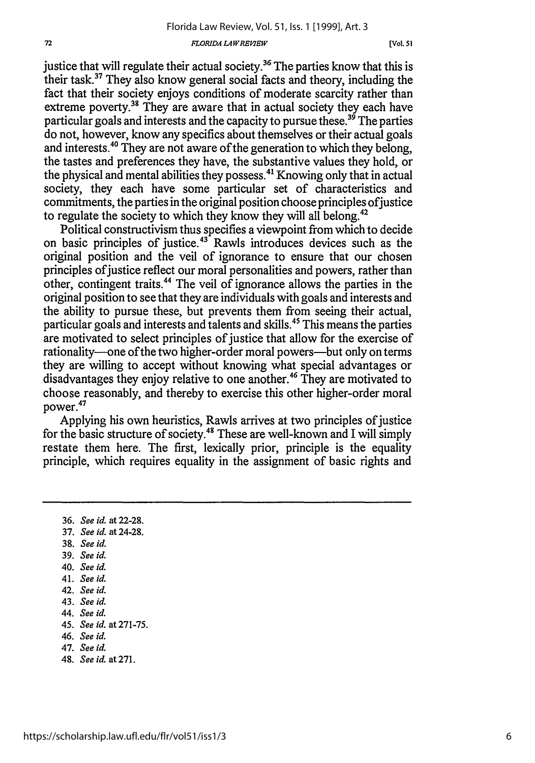justice that will regulate their actual society.[36] The parties know that this is their task.[37] They also know general social facts and theory, including the fact that their society enjoys conditions of moderate scarcity rather than extreme poverty.[38] They are aware that in actual society they each have particular goals and interests and the capacity to pursue these.[39] The parties do not, however, know any specifics about themselves or their actual goals and interests.[40] They are not aware of the generation to which they belong, the tastes and preferences they have, the substantive values they hold, or the physical and mental abilities they possess.[41] Knowing only that in actual society, they each have some particular set of characteristics and commitments, the parties in the original position choose principles of justice to regulate the society to which they know they will all belong.[42]

Political constructivism thus specifies a viewpoint from which to decide on basic principles of justice.[43] Rawls introduces devices such as the original position and the veil of ignorance to ensure that our chosen principles of justice reflect our moral personalities and powers, rather than other, contingent traits.[44] The veil of ignorance allows the parties in the original position to see that they are individuals with goals and interests and the ability to pursue these, but prevents them from seeing their actual, particular goals and interests and talents and skills.[45] This means the parties are motivated to select principles of justice that allow for the exercise of rationality—one of the two higher-order moral powers—but only on terms they are willing to accept without knowing what special advantages or disadvantages they enjoy relative to one another.[46] They are motivated to choose reasonably, and thereby to exercise this other higher-order moral power.[47]

Applying his own heuristics, Rawls arrives at two principles of justice for the basic structure of society.[48] These are well-known and I will simply restate them here. The first, lexically prior, principle is the equality principle, which requires equality in the assignment of basic rights and

---

36. *See id.* at 22-28.
37. *See id.* at 24-28.
38. *See id.*
39. *See id.*
40. *See id.*
41. *See id.*
42. *See id.*
43. *See id.*
44. *See id.*
45. *See id.* at 271-75.
46. *See id.*
47. *See id.*
48. *See id.* at 271.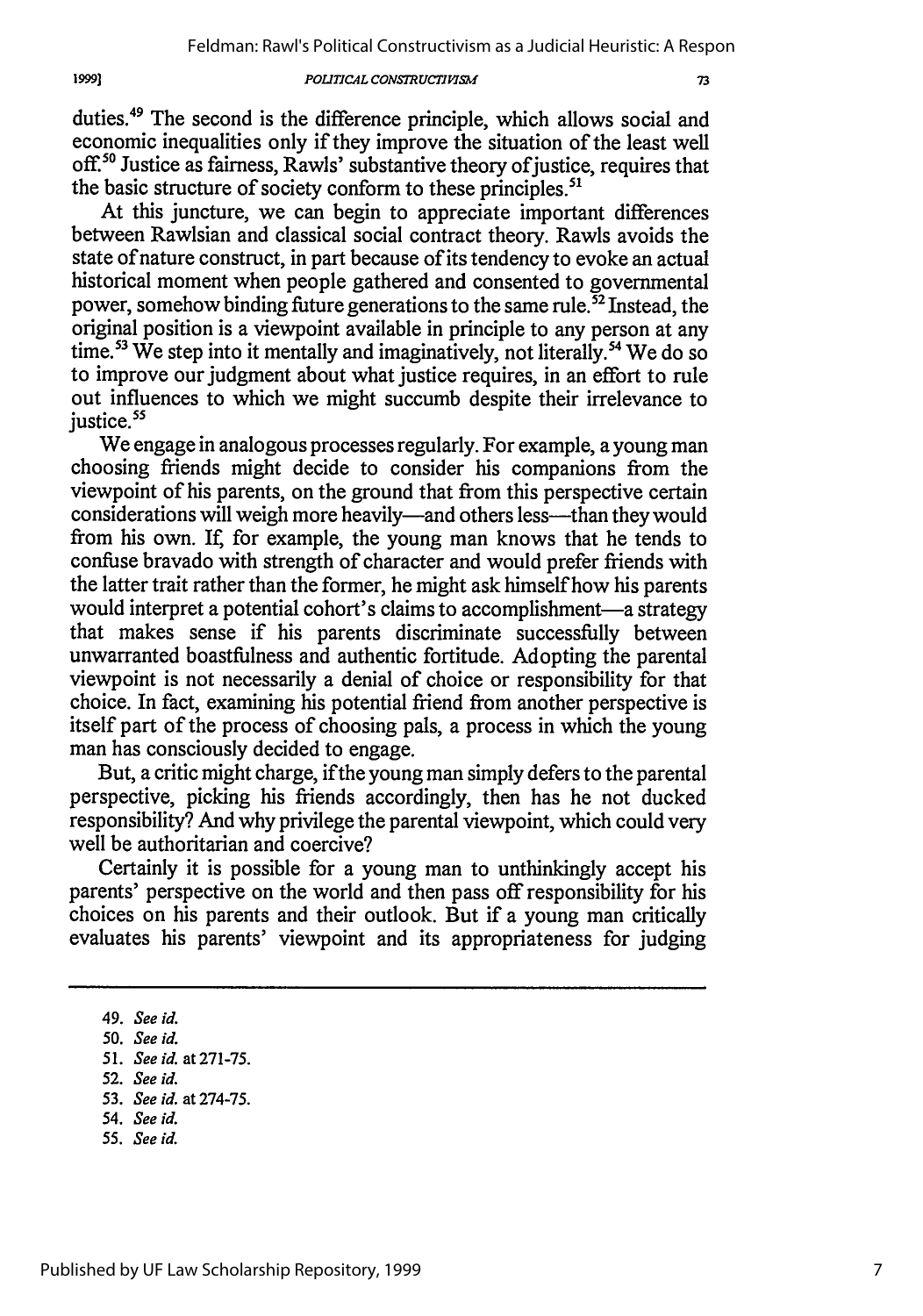duties.[49] The second is the difference principle, which allows social and economic inequalities only if they improve the situation of the least well off.[50] Justice as fairness, Rawls' substantive theory of justice, requires that the basic structure of society conform to these principles.[51]

At this juncture, we can begin to appreciate important differences between Rawlsian and classical social contract theory. Rawls avoids the state of nature construct, in part because of its tendency to evoke an actual historical moment when people gathered and consented to governmental power, somehow binding future generations to the same rule.[52] Instead, the original position is a viewpoint available in principle to any person at any time.[53] We step into it mentally and imaginatively, not literally.[54] We do so to improve our judgment about what justice requires, in an effort to rule out influences to which we might succumb despite their irrelevance to justice.[55]

We engage in analogous processes regularly. For example, a young man choosing friends might decide to consider his companions from the viewpoint of his parents, on the ground that from this perspective certain considerations will weigh more heavily—and others less—than they would from his own. If, for example, the young man knows that he tends to confuse bravado with strength of character and would prefer friends with the latter trait rather than the former, he might ask himself how his parents would interpret a potential cohort's claims to accomplishment—a strategy that makes sense if his parents discriminate successfully between unwarranted boastfulness and authentic fortitude. Adopting the parental viewpoint is not necessarily a denial of choice or responsibility for that choice. In fact, examining his potential friend from another perspective is itself part of the process of choosing pals, a process in which the young man has consciously decided to engage.

But, a critic might charge, if the young man simply defers to the parental perspective, picking his friends accordingly, then has he not ducked responsibility? And why privilege the parental viewpoint, which could very well be authoritarian and coercive?

Certainly it is possible for a young man to unthinkingly accept his parents' perspective on the world and then pass off responsibility for his choices on his parents and their outlook. But if a young man critically evaluates his parents' viewpoint and its appropriateness for judging

---

49. *See id.*
50. *See id.*
51. *See id.* at 271-75.
52. *See id.*
53. *See id.* at 274-75.
54. *See id.*
55. *See id.*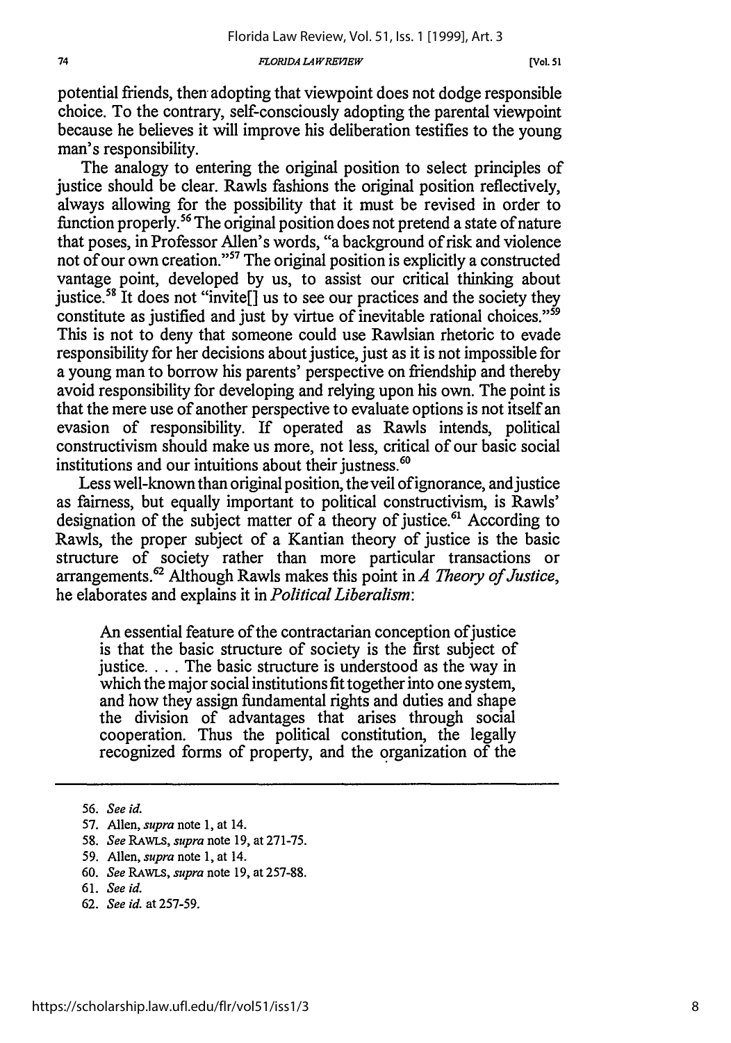potential friends, then adopting that viewpoint does not dodge responsible choice. To the contrary, self-consciously adopting the parental viewpoint because he believes it will improve his deliberation testifies to the young man's responsibility.

The analogy to entering the original position to select principles of justice should be clear. Rawls fashions the original position reflectively, always allowing for the possibility that it must be revised in order to function properly.[56] The original position does not pretend a state of nature that poses, in Professor Allen's words, "a background of risk and violence not of our own creation."[57] The original position is explicitly a constructed vantage point, developed by us, to assist our critical thinking about justice.[58] It does not "invite[] us to see our practices and the society they constitute as justified and just by virtue of inevitable rational choices."[59] This is not to deny that someone could use Rawlsian rhetoric to evade responsibility for her decisions about justice, just as it is not impossible for a young man to borrow his parents' perspective on friendship and thereby avoid responsibility for developing and relying upon his own. The point is that the mere use of another perspective to evaluate options is not itself an evasion of responsibility. If operated as Rawls intends, political constructivism should make us more, not less, critical of our basic social institutions and our intuitions about their justness.[60]

Less well-known than original position, the veil of ignorance, and justice as fairness, but equally important to political constructivism, is Rawls' designation of the subject matter of a theory of justice.[61] According to Rawls, the proper subject of a Kantian theory of justice is the basic structure of society rather than more particular transactions or arrangements.[62] Although Rawls makes this point in *A Theory of Justice*, he elaborates and explains it in *Political Liberalism*:

> An essential feature of the contractarian conception of justice is that the basic structure of society is the first subject of justice. . . . The basic structure is understood as the way in which the major social institutions fit together into one system, and how they assign fundamental rights and duties and shape the division of advantages that arises through social cooperation. Thus the political constitution, the legally recognized forms of property, and the organization of the

---

56. *See id.*
57. Allen, *supra* note 1, at 14.
58. *See* RAWLS, *supra* note 19, at 271-75.
59. Allen, *supra* note 1, at 14.
60. *See* RAWLS, *supra* note 19, at 257-88.
61. *See id.*
62. *See id.* at 257-59.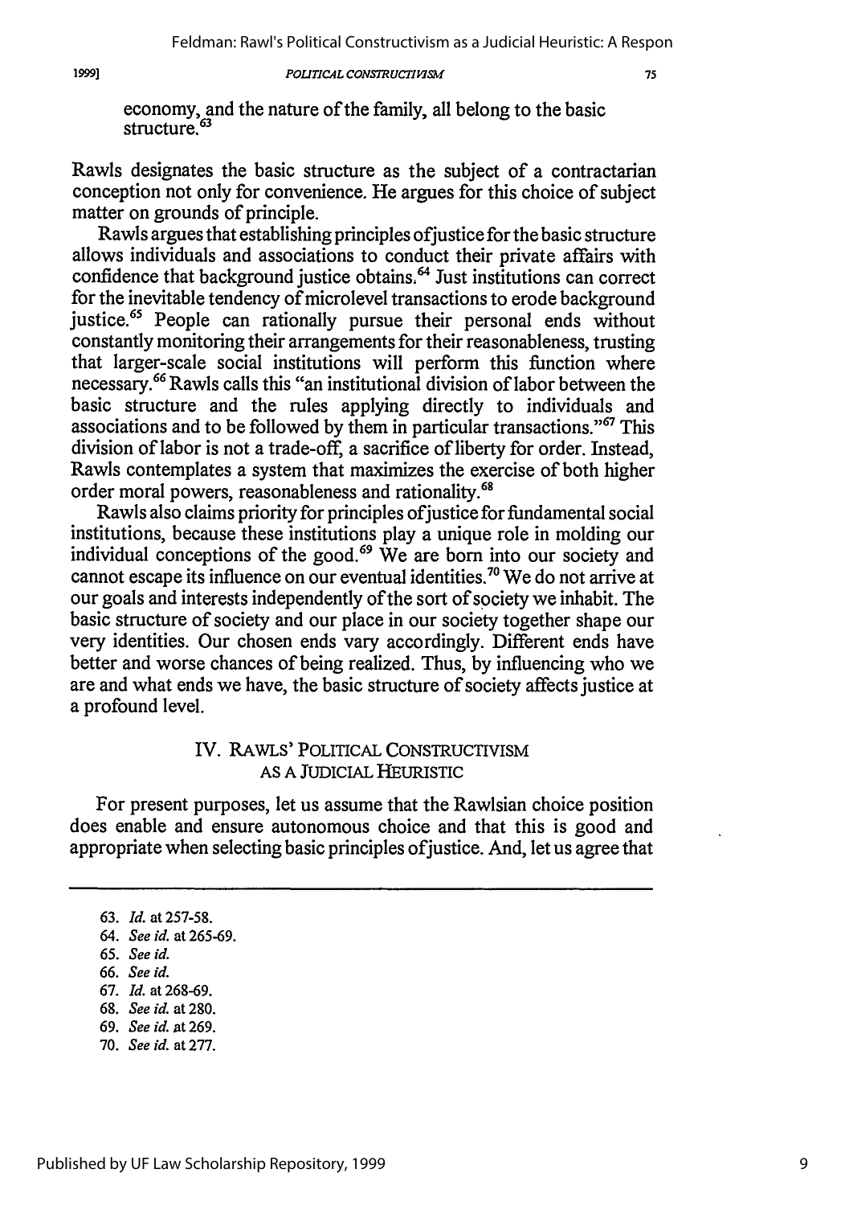economy, and the nature of the family, all belong to the basic structure.[63]

Rawls designates the basic structure as the subject of a contractarian conception not only for convenience. He argues for this choice of subject matter on grounds of principle.

Rawls argues that establishing principles of justice for the basic structure allows individuals and associations to conduct their private affairs with confidence that background justice obtains.[64] Just institutions can correct for the inevitable tendency of microlevel transactions to erode background justice.[65] People can rationally pursue their personal ends without constantly monitoring their arrangements for their reasonableness, trusting that larger-scale social institutions will perform this function where necessary.[66] Rawls calls this "an institutional division of labor between the basic structure and the rules applying directly to individuals and associations and to be followed by them in particular transactions."[67] This division of labor is not a trade-off, a sacrifice of liberty for order. Instead, Rawls contemplates a system that maximizes the exercise of both higher order moral powers, reasonableness and rationality.[68]

Rawls also claims priority for principles of justice for fundamental social institutions, because these institutions play a unique role in molding our individual conceptions of the good.[69] We are born into our society and cannot escape its influence on our eventual identities.[70] We do not arrive at our goals and interests independently of the sort of society we inhabit. The basic structure of society and our place in our society together shape our very identities. Our chosen ends vary accordingly. Different ends have better and worse chances of being realized. Thus, by influencing who we are and what ends we have, the basic structure of society affects justice at a profound level.

## IV. RAWLS' POLITICAL CONSTRUCTIVISM AS A JUDICIAL HEURISTIC

For present purposes, let us assume that the Rawlsian choice position does enable and ensure autonomous choice and that this is good and appropriate when selecting basic principles of justice. And, let us agree that

---

63. *Id.* at 257-58.
64. *See id.* at 265-69.
65. *See id.*
66. *See id.*
67. *Id.* at 268-69.
68. *See id.* at 280.
69. *See id.* at 269.
70. *See id.* at 277.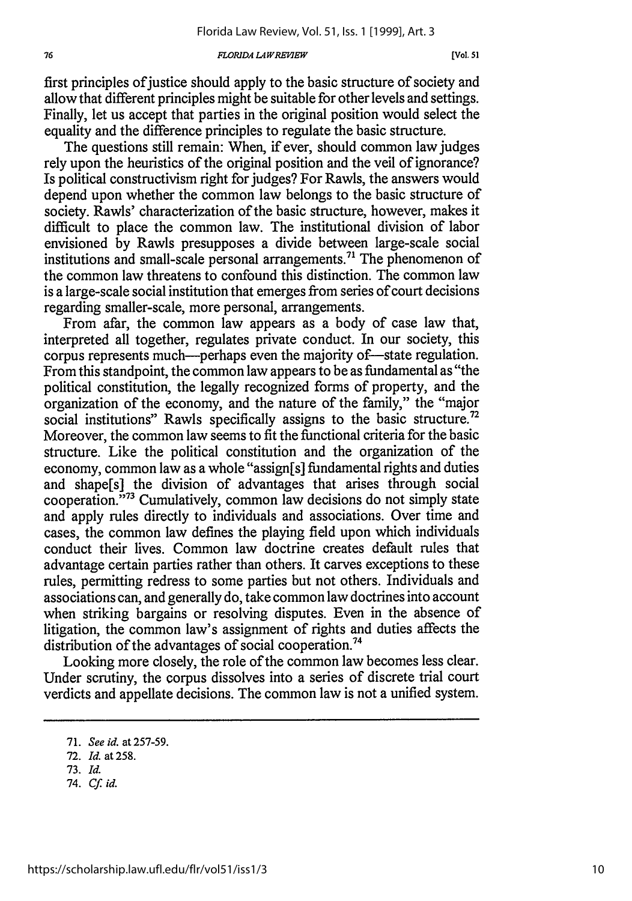first principles of justice should apply to the basic structure of society and allow that different principles might be suitable for other levels and settings. Finally, let us accept that parties in the original position would select the equality and the difference principles to regulate the basic structure.

The questions still remain: When, if ever, should common law judges rely upon the heuristics of the original position and the veil of ignorance? Is political constructivism right for judges? For Rawls, the answers would depend upon whether the common law belongs to the basic structure of society. Rawls' characterization of the basic structure, however, makes it difficult to place the common law. The institutional division of labor envisioned by Rawls presupposes a divide between large-scale social institutions and small-scale personal arrangements.[71] The phenomenon of the common law threatens to confound this distinction. The common law is a large-scale social institution that emerges from series of court decisions regarding smaller-scale, more personal, arrangements.

From afar, the common law appears as a body of case law that, interpreted all together, regulates private conduct. In our society, this corpus represents much—perhaps even the majority of—state regulation. From this standpoint, the common law appears to be as fundamental as "the political constitution, the legally recognized forms of property, and the organization of the economy, and the nature of the family," the "major social institutions" Rawls specifically assigns to the basic structure.[72] Moreover, the common law seems to fit the functional criteria for the basic structure. Like the political constitution and the organization of the economy, common law as a whole "assign[s] fundamental rights and duties and shape[s] the division of advantages that arises through social cooperation."[73] Cumulatively, common law decisions do not simply state and apply rules directly to individuals and associations. Over time and cases, the common law defines the playing field upon which individuals conduct their lives. Common law doctrine creates default rules that advantage certain parties rather than others. It carves exceptions to these rules, permitting redress to some parties but not others. Individuals and associations can, and generally do, take common law doctrines into account when striking bargains or resolving disputes. Even in the absence of litigation, the common law's assignment of rights and duties affects the distribution of the advantages of social cooperation.[74]

Looking more closely, the role of the common law becomes less clear. Under scrutiny, the corpus dissolves into a series of discrete trial court verdicts and appellate decisions. The common law is not a unified system.

---

71. *See id.* at 257-59.
72. *Id.* at 258.
73. *Id.*
74. *Cf. id.*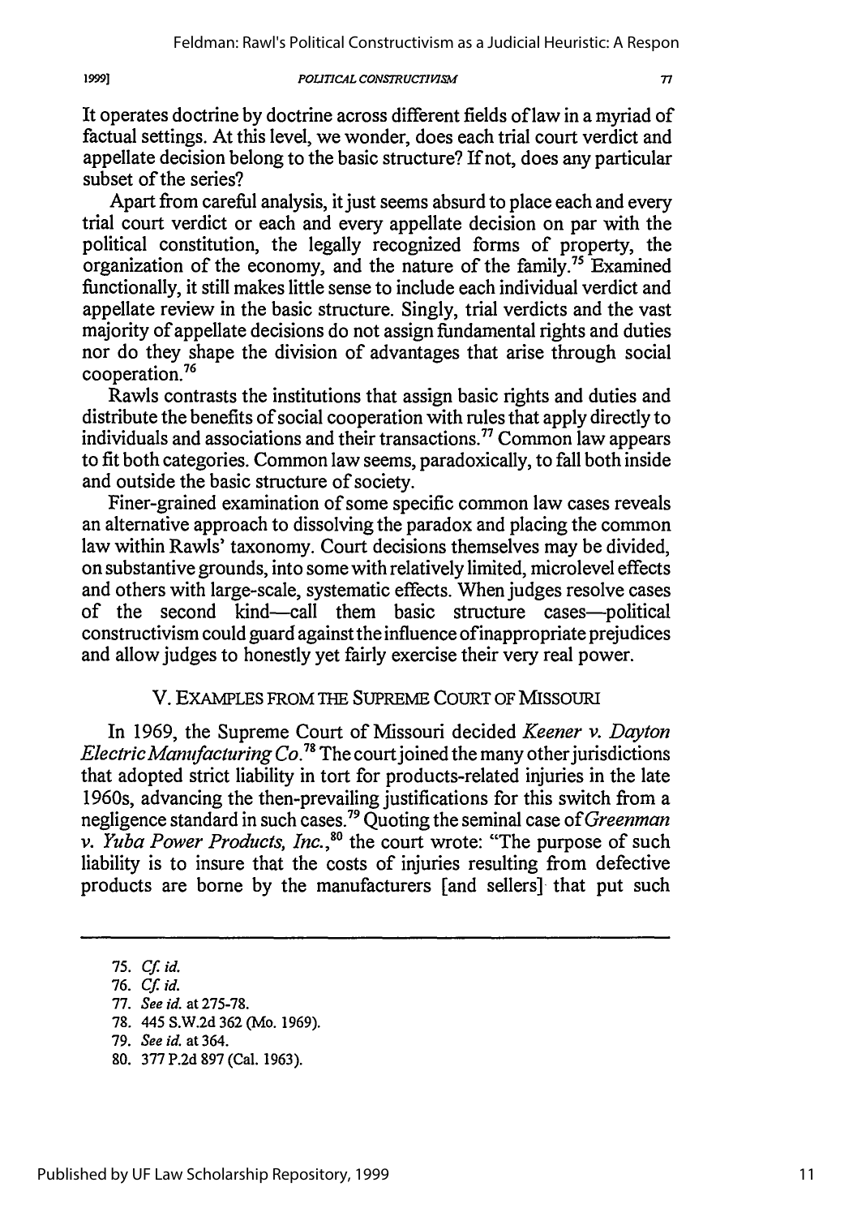It operates doctrine by doctrine across different fields of law in a myriad of factual settings. At this level, we wonder, does each trial court verdict and appellate decision belong to the basic structure? If not, does any particular subset of the series?

Apart from careful analysis, it just seems absurd to place each and every trial court verdict or each and every appellate decision on par with the political constitution, the legally recognized forms of property, the organization of the economy, and the nature of the family.[75] Examined functionally, it still makes little sense to include each individual verdict and appellate review in the basic structure. Singly, trial verdicts and the vast majority of appellate decisions do not assign fundamental rights and duties nor do they shape the division of advantages that arise through social cooperation.[76]

Rawls contrasts the institutions that assign basic rights and duties and distribute the benefits of social cooperation with rules that apply directly to individuals and associations and their transactions.[77] Common law appears to fit both categories. Common law seems, paradoxically, to fall both inside and outside the basic structure of society.

Finer-grained examination of some specific common law cases reveals an alternative approach to dissolving the paradox and placing the common law within Rawls' taxonomy. Court decisions themselves may be divided, on substantive grounds, into some with relatively limited, microlevel effects and others with large-scale, systematic effects. When judges resolve cases of the second kind—call them basic structure cases—political constructivism could guard against the influence of inappropriate prejudices and allow judges to honestly yet fairly exercise their very real power.

## V. EXAMPLES FROM THE SUPREME COURT OF MISSOURI

In 1969, the Supreme Court of Missouri decided *Keener v. Dayton Electric Manufacturing Co.*[78] The court joined the many other jurisdictions that adopted strict liability in tort for products-related injuries in the late 1960s, advancing the then-prevailing justifications for this switch from a negligence standard in such cases.[79] Quoting the seminal case of *Greenman v. Yuba Power Products, Inc.*,[80] the court wrote: "The purpose of such liability is to insure that the costs of injuries resulting from defective products are borne by the manufacturers [and sellers] that put such

---

75. *Cf. id.*

76. *Cf. id.*

77. *See id.* at 275-78.

78. 445 S.W.2d 362 (Mo. 1969).

79. *See id.* at 364.

80. 377 P.2d 897 (Cal. 1963).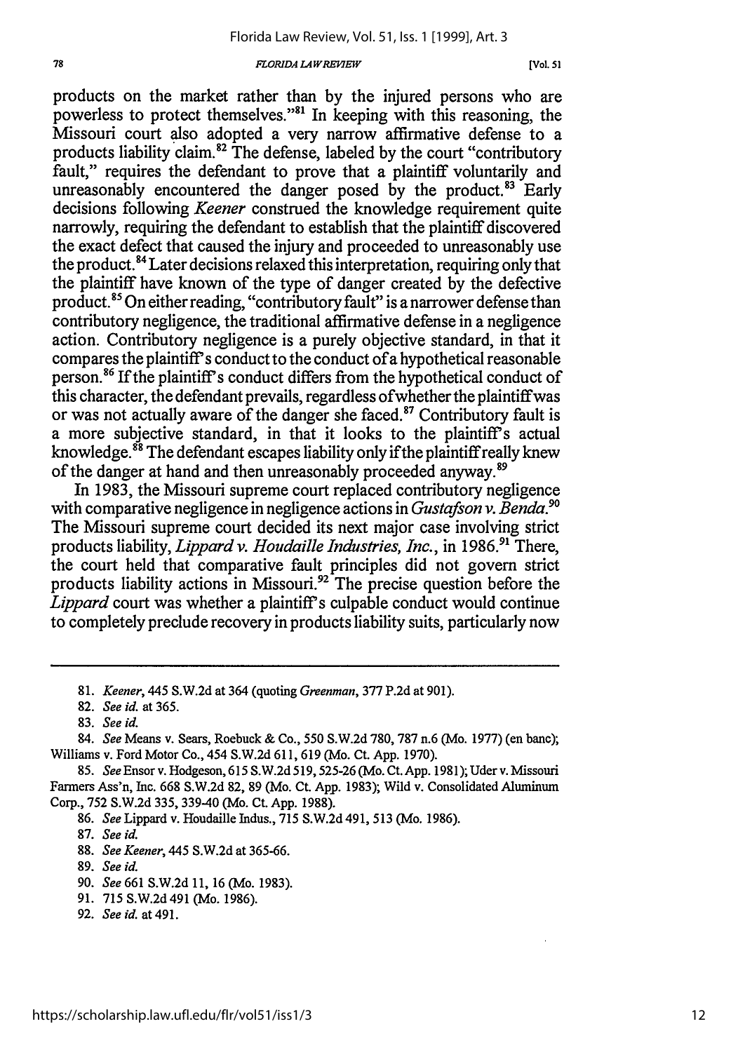products on the market rather than by the injured persons who are powerless to protect themselves."[81] In keeping with this reasoning, the Missouri court also adopted a very narrow affirmative defense to a products liability claim.[82] The defense, labeled by the court "contributory fault," requires the defendant to prove that a plaintiff voluntarily and unreasonably encountered the danger posed by the product.[83] Early decisions following *Keener* construed the knowledge requirement quite narrowly, requiring the defendant to establish that the plaintiff discovered the exact defect that caused the injury and proceeded to unreasonably use the product.[84] Later decisions relaxed this interpretation, requiring only that the plaintiff have known of the type of danger created by the defective product.[85] On either reading, "contributory fault" is a narrower defense than contributory negligence, the traditional affirmative defense in a negligence action. Contributory negligence is a purely objective standard, in that it compares the plaintiff's conduct to the conduct of a hypothetical reasonable person.[86] If the plaintiff's conduct differs from the hypothetical conduct of this character, the defendant prevails, regardless of whether the plaintiff was or was not actually aware of the danger she faced.[87] Contributory fault is a more subjective standard, in that it looks to the plaintiff's actual knowledge.[88] The defendant escapes liability only if the plaintiff really knew of the danger at hand and then unreasonably proceeded anyway.[89]

In 1983, the Missouri supreme court replaced contributory negligence with comparative negligence in negligence actions in *Gustafson v. Benda*.[90] The Missouri supreme court decided its next major case involving strict products liability, *Lippard v. Houdaille Industries, Inc.*, in 1986.[91] There, the court held that comparative fault principles did not govern strict products liability actions in Missouri.[92] The precise question before the *Lippard* court was whether a plaintiff's culpable conduct would continue to completely preclude recovery in products liability suits, particularly now

---

81. *Keener*, 445 S.W.2d at 364 (quoting *Greenman*, 377 P.2d at 901).

82. *See id.* at 365.

83. *See id.*

84. *See* Means v. Sears, Roebuck & Co., 550 S.W.2d 780, 787 n.6 (Mo. 1977) (en banc); Williams v. Ford Motor Co., 454 S.W.2d 611, 619 (Mo. Ct. App. 1970).

85. *See* Ensor v. Hodgeson, 615 S.W.2d 519, 525-26 (Mo. Ct. App. 1981); Uder v. Missouri Farmers Ass'n, Inc. 668 S.W.2d 82, 89 (Mo. Ct. App. 1983); Wild v. Consolidated Aluminum Corp., 752 S.W.2d 335, 339-40 (Mo. Ct. App. 1988).

86. *See* Lippard v. Houdaille Indus., 715 S.W.2d 491, 513 (Mo. 1986).

87. *See id.*

88. *See Keener*, 445 S.W.2d at 365-66.

89. *See id.*

90. *See* 661 S.W.2d 11, 16 (Mo. 1983).

91. 715 S.W.2d 491 (Mo. 1986).

92. *See id.* at 491.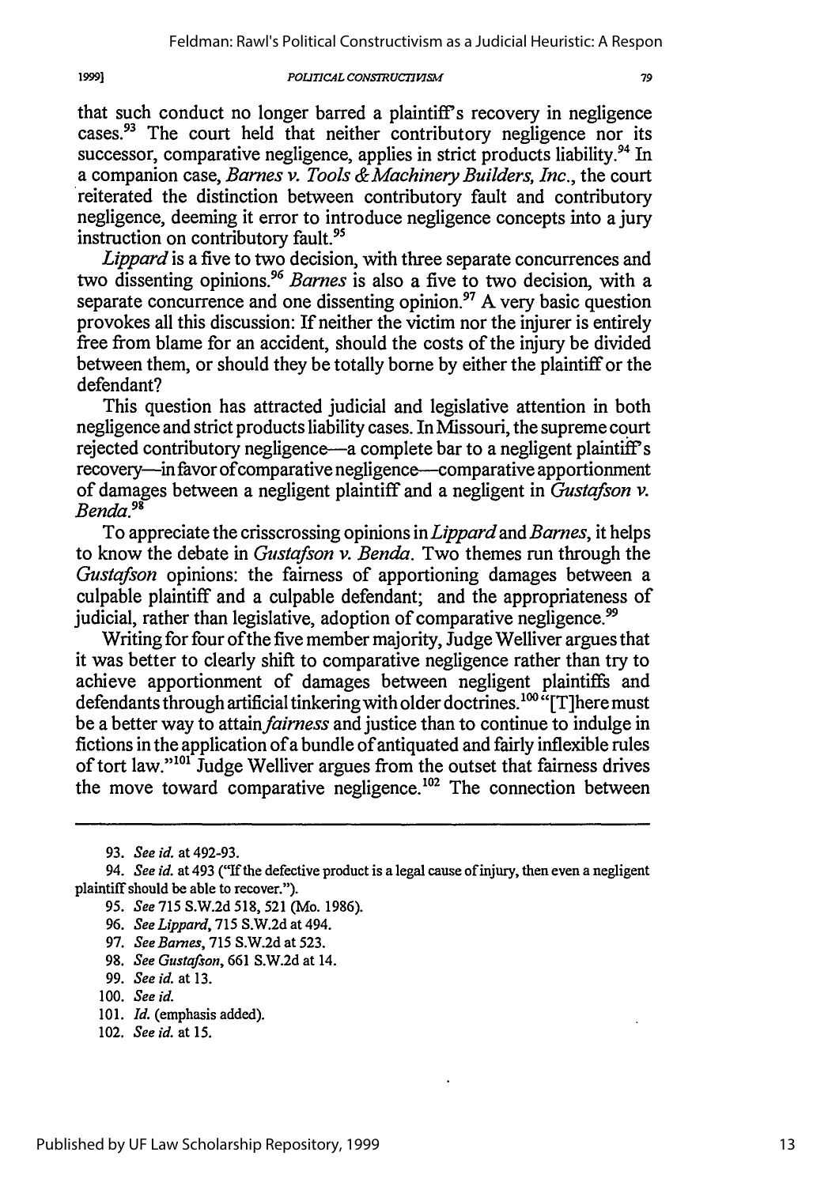that such conduct no longer barred a plaintiff's recovery in negligence cases.[93] The court held that neither contributory negligence nor its successor, comparative negligence, applies in strict products liability.[94] In a companion case, *Barnes v. Tools & Machinery Builders, Inc.*, the court reiterated the distinction between contributory fault and contributory negligence, deeming it error to introduce negligence concepts into a jury instruction on contributory fault.[95]

*Lippard* is a five to two decision, with three separate concurrences and two dissenting opinions.[96] *Barnes* is also a five to two decision, with a separate concurrence and one dissenting opinion.[97] A very basic question provokes all this discussion: If neither the victim nor the injurer is entirely free from blame for an accident, should the costs of the injury be divided between them, or should they be totally borne by either the plaintiff or the defendant?

This question has attracted judicial and legislative attention in both negligence and strict products liability cases. In Missouri, the supreme court rejected contributory negligence—a complete bar to a negligent plaintiff's recovery—in favor of comparative negligence—comparative apportionment of damages between a negligent plaintiff and a negligent in *Gustafson v. Benda*.[98]

To appreciate the crisscrossing opinions in *Lippard* and *Barnes*, it helps to know the debate in *Gustafson v. Benda*. Two themes run through the *Gustafson* opinions: the fairness of apportioning damages between a culpable plaintiff and a culpable defendant; and the appropriateness of judicial, rather than legislative, adoption of comparative negligence.[99]

Writing for four of the five member majority, Judge Welliver argues that it was better to clearly shift to comparative negligence rather than try to achieve apportionment of damages between negligent plaintiffs and defendants through artificial tinkering with older doctrines.[100] "[T]here must be a better way to attain *fairness* and justice than to continue to indulge in fictions in the application of a bundle of antiquated and fairly inflexible rules of tort law."[101] Judge Welliver argues from the outset that fairness drives the move toward comparative negligence.[102] The connection between

---

93. *See id.* at 492-93.

94. *See id.* at 493 ("If the defective product is a legal cause of injury, then even a negligent plaintiff should be able to recover.").

95. *See* 715 S.W.2d 518, 521 (Mo. 1986).

96. *See Lippard*, 715 S.W.2d at 494.

97. *See Barnes*, 715 S.W.2d at 523.

98. *See Gustafson*, 661 S.W.2d at 14.

99. *See id.* at 13.

100. *See id.*

101. *Id.* (emphasis added).

102. *See id.* at 15.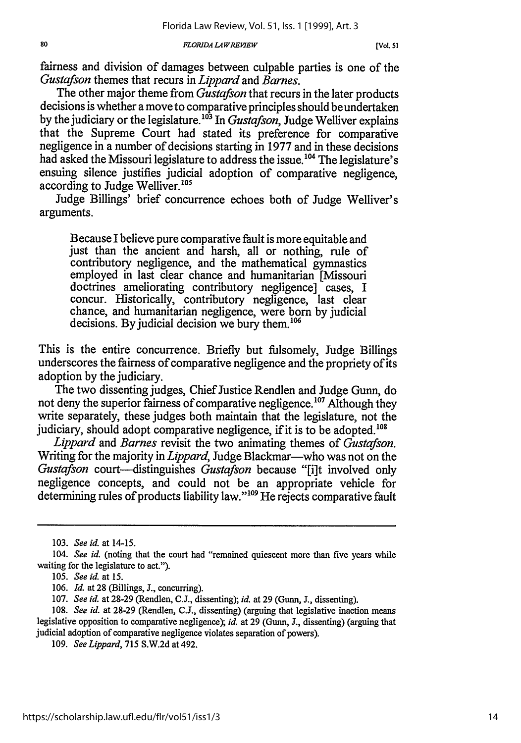fairness and division of damages between culpable parties is one of the *Gustafson* themes that recurs in *Lippard* and *Barnes*.

The other major theme from *Gustafson* that recurs in the later products decisions is whether a move to comparative principles should be undertaken by the judiciary or the legislature.[103] In *Gustafson*, Judge Welliver explains that the Supreme Court had stated its preference for comparative negligence in a number of decisions starting in 1977 and in these decisions had asked the Missouri legislature to address the issue.[104] The legislature's ensuing silence justifies judicial adoption of comparative negligence, according to Judge Welliver.[105]

Judge Billings' brief concurrence echoes both of Judge Welliver's arguments.

> Because I believe pure comparative fault is more equitable and just than the ancient and harsh, all or nothing, rule of contributory negligence, and the mathematical gymnastics employed in last clear chance and humanitarian [Missouri doctrines ameliorating contributory negligence] cases, I concur. Historically, contributory negligence, last clear chance, and humanitarian negligence, were born by judicial decisions. By judicial decision we bury them.[106]

This is the entire concurrence. Briefly but fulsomely, Judge Billings underscores the fairness of comparative negligence and the propriety of its adoption by the judiciary.

The two dissenting judges, Chief Justice Rendlen and Judge Gunn, do not deny the superior fairness of comparative negligence.[107] Although they write separately, these judges both maintain that the legislature, not the judiciary, should adopt comparative negligence, if it is to be adopted.[108]

*Lippard* and *Barnes* revisit the two animating themes of *Gustafson*. Writing for the majority in *Lippard*, Judge Blackmar—who was not on the *Gustafson* court—distinguishes *Gustafson* because "[i]t involved only negligence concepts, and could not be an appropriate vehicle for determining rules of products liability law."[109] He rejects comparative fault

---

103. *See id.* at 14-15.

104. *See id.* (noting that the court had "remained quiescent more than five years while waiting for the legislature to act.").

105. *See id.* at 15.

106. *Id.* at 28 (Billings, J., concurring).

107. *See id.* at 28-29 (Rendlen, C.J., dissenting); *id.* at 29 (Gunn, J., dissenting).

108. *See id.* at 28-29 (Rendlen, C.J., dissenting) (arguing that legislative inaction means legislative opposition to comparative negligence); *id.* at 29 (Gunn, J., dissenting) (arguing that judicial adoption of comparative negligence violates separation of powers).

109. *See Lippard*, 715 S.W.2d at 492.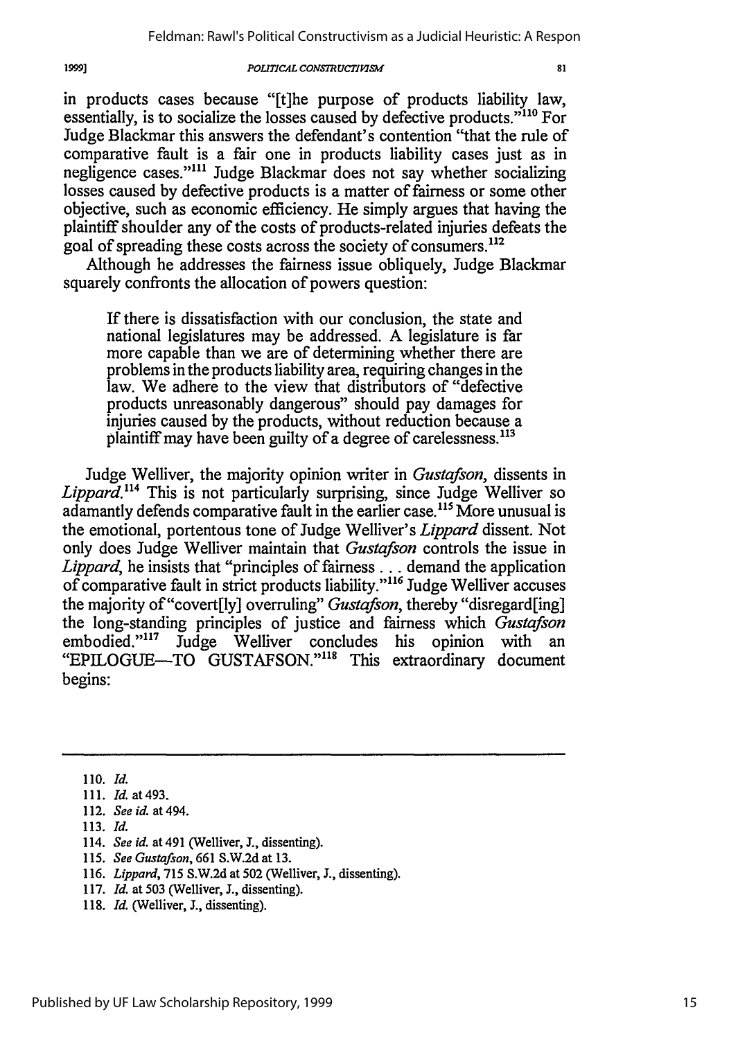in products cases because "[t]he purpose of products liability law, essentially, is to socialize the losses caused by defective products."[110] For Judge Blackmar this answers the defendant's contention "that the rule of comparative fault is a fair one in products liability cases just as in negligence cases."[111] Judge Blackmar does not say whether socializing losses caused by defective products is a matter of fairness or some other objective, such as economic efficiency. He simply argues that having the plaintiff shoulder any of the costs of products-related injuries defeats the goal of spreading these costs across the society of consumers.[112]

Although he addresses the fairness issue obliquely, Judge Blackmar squarely confronts the allocation of powers question:

> If there is dissatisfaction with our conclusion, the state and national legislatures may be addressed. A legislature is far more capable than we are of determining whether there are problems in the products liability area, requiring changes in the law. We adhere to the view that distributors of "defective products unreasonably dangerous" should pay damages for injuries caused by the products, without reduction because a plaintiff may have been guilty of a degree of carelessness.[113]

Judge Welliver, the majority opinion writer in *Gustafson*, dissents in *Lippard*.[114] This is not particularly surprising, since Judge Welliver so adamantly defends comparative fault in the earlier case.[115] More unusual is the emotional, portentous tone of Judge Welliver's *Lippard* dissent. Not only does Judge Welliver maintain that *Gustafson* controls the issue in *Lippard*, he insists that "principles of fairness . . . demand the application of comparative fault in strict products liability."[116] Judge Welliver accuses the majority of "covert[ly] overruling" *Gustafson*, thereby "disregard[ing] the long-standing principles of justice and fairness which *Gustafson* embodied."[117] Judge Welliver concludes his opinion with an "EPILOGUE—TO GUSTAFSON."[118] This extraordinary document begins:

---

110. *Id.*
111. *Id.* at 493.
112. *See id.* at 494.
113. *Id.*
114. *See id.* at 491 (Welliver, J., dissenting).
115. *See Gustafson*, 661 S.W.2d at 13.
116. *Lippard*, 715 S.W.2d at 502 (Welliver, J., dissenting).
117. *Id.* at 503 (Welliver, J., dissenting).
118. *Id.* (Welliver, J., dissenting).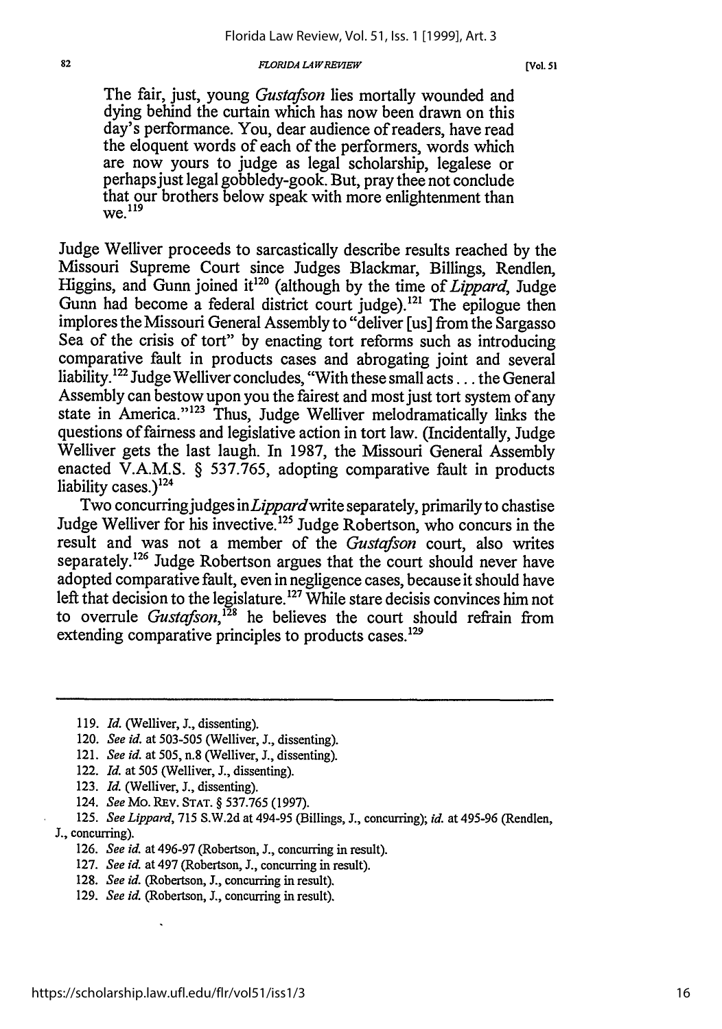> The fair, just, young *Gustafson* lies mortally wounded and dying behind the curtain which has now been drawn on this day's performance. You, dear audience of readers, have read the eloquent words of each of the performers, words which are now yours to judge as legal scholarship, legalese or perhaps just legal gobbledy-gook. But, pray thee not conclude that our brothers below speak with more enlightenment than we.[119]

Judge Welliver proceeds to sarcastically describe results reached by the Missouri Supreme Court since Judges Blackmar, Billings, Rendlen, Higgins, and Gunn joined it[120] (although by the time of *Lippard*, Judge Gunn had become a federal district court judge).[121] The epilogue then implores the Missouri General Assembly to "deliver [us] from the Sargasso Sea of the crisis of tort" by enacting tort reforms such as introducing comparative fault in products cases and abrogating joint and several liability.[122] Judge Welliver concludes, "With these small acts . . . the General Assembly can bestow upon you the fairest and most just tort system of any state in America."[123] Thus, Judge Welliver melodramatically links the questions of fairness and legislative action in tort law. (Incidentally, Judge Welliver gets the last laugh. In 1987, the Missouri General Assembly enacted V.A.M.S. § 537.765, adopting comparative fault in products liability cases.)[124]

Two concurring judges in *Lippard* write separately, primarily to chastise Judge Welliver for his invective.[125] Judge Robertson, who concurs in the result and was not a member of the *Gustafson* court, also writes separately.[126] Judge Robertson argues that the court should never have adopted comparative fault, even in negligence cases, because it should have left that decision to the legislature.[127] While stare decisis convinces him not to overrule *Gustafson*,[128] he believes the court should refrain from extending comparative principles to products cases.[129]

---

119. *Id.* (Welliver, J., dissenting).

120. *See id.* at 503-505 (Welliver, J., dissenting).

121. *See id.* at 505, n.8 (Welliver, J., dissenting).

122. *Id.* at 505 (Welliver, J., dissenting).

123. *Id.* (Welliver, J., dissenting).

124. *See* MO. REV. STAT. § 537.765 (1997).

125. *See Lippard*, 715 S.W.2d at 494-95 (Billings, J., concurring); *id.* at 495-96 (Rendlen, J., concurring).

126. *See id.* at 496-97 (Robertson, J., concurring in result).

127. *See id.* at 497 (Robertson, J., concurring in result).

128. *See id.* (Robertson, J., concurring in result).

129. *See id.* (Robertson, J., concurring in result).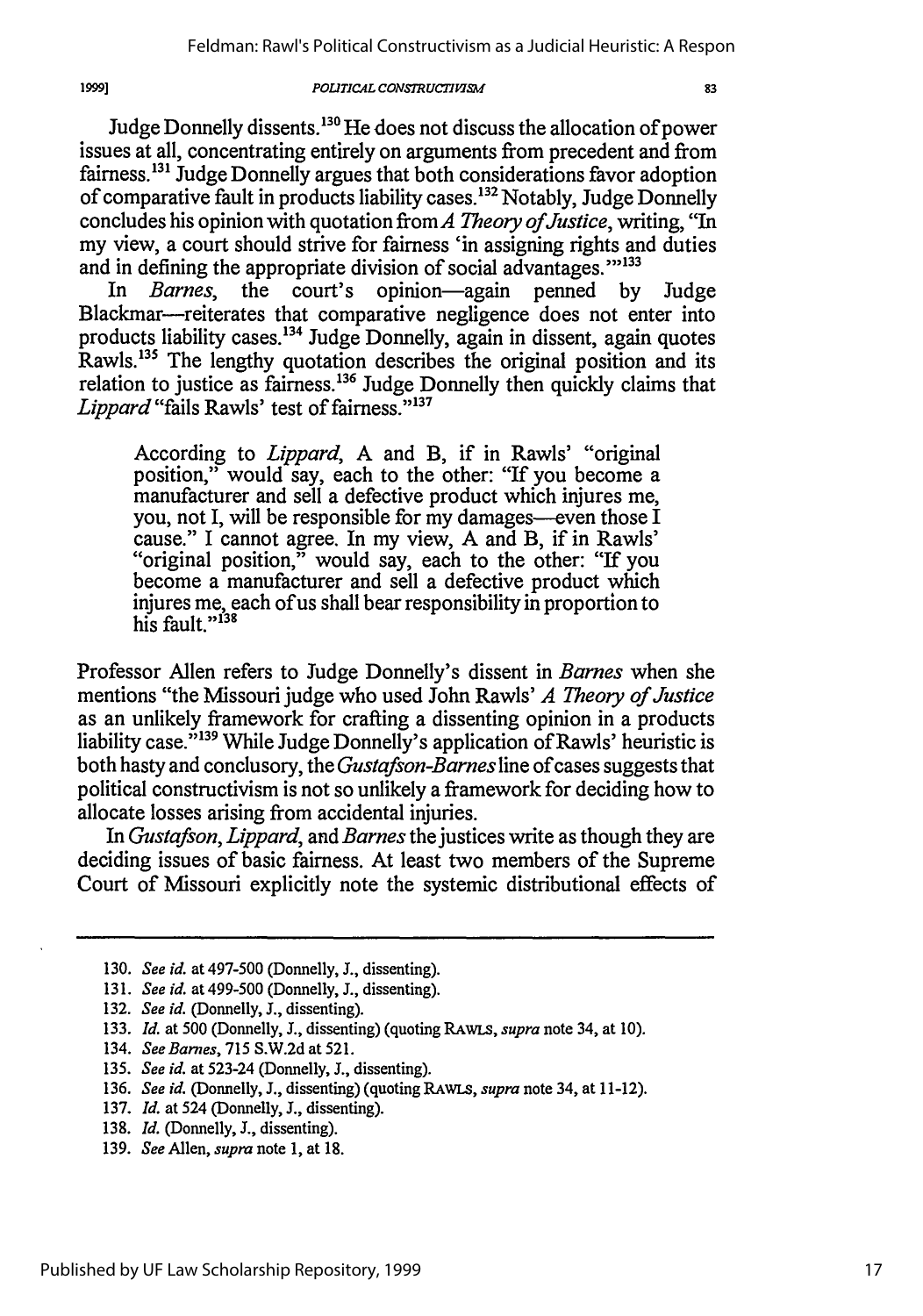Judge Donnelly dissents.[130] He does not discuss the allocation of power issues at all, concentrating entirely on arguments from precedent and from fairness.[131] Judge Donnelly argues that both considerations favor adoption of comparative fault in products liability cases.[132] Notably, Judge Donnelly concludes his opinion with quotation from *A Theory of Justice*, writing, "In my view, a court should strive for fairness 'in assigning rights and duties and in defining the appropriate division of social advantages.'"[133]

In *Barnes*, the court's opinion—again penned by Judge Blackmar—reiterates that comparative negligence does not enter into products liability cases.[134] Judge Donnelly, again in dissent, again quotes Rawls.[135] The lengthy quotation describes the original position and its relation to justice as fairness.[136] Judge Donnelly then quickly claims that *Lippard* "fails Rawls' test of fairness."[137]

> According to *Lippard*, A and B, if in Rawls' "original position," would say, each to the other: "If you become a manufacturer and sell a defective product which injures me, you, not I, will be responsible for my damages—even those I cause." I cannot agree. In my view, A and B, if in Rawls' "original position," would say, each to the other: "If you become a manufacturer and sell a defective product which injures me, each of us shall bear responsibility in proportion to his fault."[138]

Professor Allen refers to Judge Donnelly's dissent in *Barnes* when she mentions "the Missouri judge who used John Rawls' *A Theory of Justice* as an unlikely framework for crafting a dissenting opinion in a products liability case."[139] While Judge Donnelly's application of Rawls' heuristic is both hasty and conclusory, the *Gustafson-Barnes* line of cases suggests that political constructivism is not so unlikely a framework for deciding how to allocate losses arising from accidental injuries.

In *Gustafson*, *Lippard*, and *Barnes* the justices write as though they are deciding issues of basic fairness. At least two members of the Supreme Court of Missouri explicitly note the systemic distributional effects of

---

130. *See id.* at 497-500 (Donnelly, J., dissenting).
131. *See id.* at 499-500 (Donnelly, J., dissenting).
132. *See id.* (Donnelly, J., dissenting).
133. *Id.* at 500 (Donnelly, J., dissenting) (quoting RAWLS, *supra* note 34, at 10).
134. *See Barnes*, 715 S.W.2d at 521.
135. *See id.* at 523-24 (Donnelly, J., dissenting).
136. *See id.* (Donnelly, J., dissenting) (quoting RAWLS, *supra* note 34, at 11-12).
137. *Id.* at 524 (Donnelly, J., dissenting).
138. *Id.* (Donnelly, J., dissenting).
139. *See* Allen, *supra* note 1, at 18.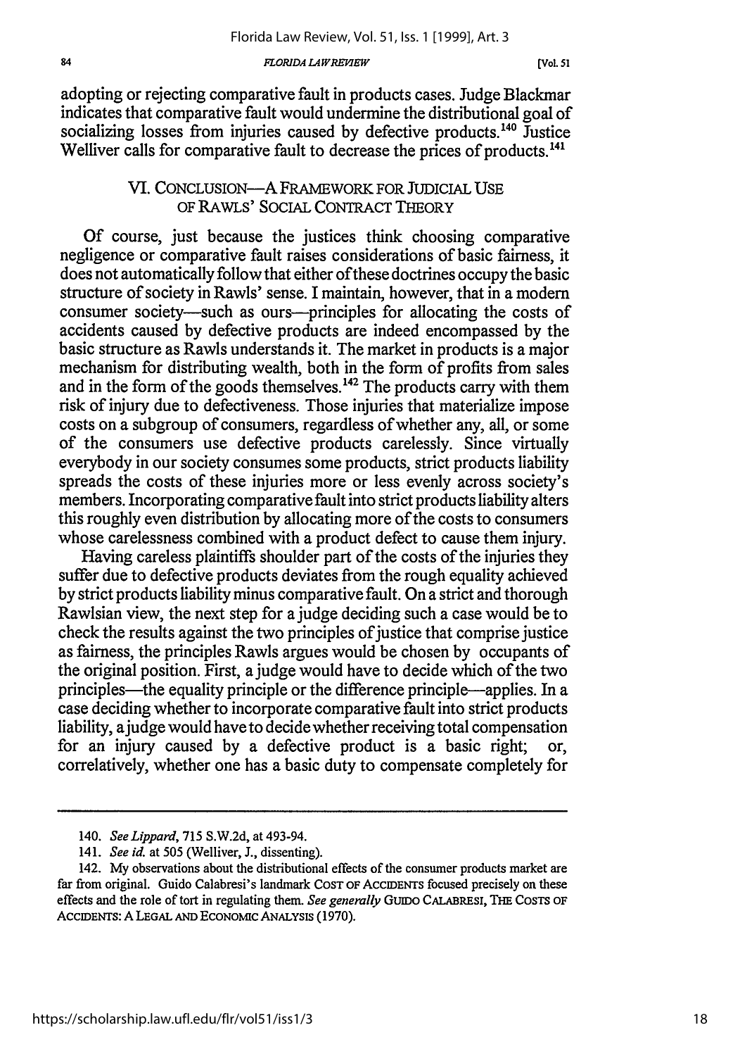adopting or rejecting comparative fault in products cases. Judge Blackmar indicates that comparative fault would undermine the distributional goal of socializing losses from injuries caused by defective products.[140] Justice Welliver calls for comparative fault to decrease the prices of products.[141]

## VI. CONCLUSION—A FRAMEWORK FOR JUDICIAL USE OF RAWLS' SOCIAL CONTRACT THEORY

Of course, just because the justices think choosing comparative negligence or comparative fault raises considerations of basic fairness, it does not automatically follow that either of these doctrines occupy the basic structure of society in Rawls' sense. I maintain, however, that in a modern consumer society—such as ours—principles for allocating the costs of accidents caused by defective products are indeed encompassed by the basic structure as Rawls understands it. The market in products is a major mechanism for distributing wealth, both in the form of profits from sales and in the form of the goods themselves.[142] The products carry with them risk of injury due to defectiveness. Those injuries that materialize impose costs on a subgroup of consumers, regardless of whether any, all, or some of the consumers use defective products carelessly. Since virtually everybody in our society consumes some products, strict products liability spreads the costs of these injuries more or less evenly across society's members. Incorporating comparative fault into strict products liability alters this roughly even distribution by allocating more of the costs to consumers whose carelessness combined with a product defect to cause them injury.

Having careless plaintiffs shoulder part of the costs of the injuries they suffer due to defective products deviates from the rough equality achieved by strict products liability minus comparative fault. On a strict and thorough Rawlsian view, the next step for a judge deciding such a case would be to check the results against the two principles of justice that comprise justice as fairness, the principles Rawls argues would be chosen by occupants of the original position. First, a judge would have to decide which of the two principles—the equality principle or the difference principle—applies. In a case deciding whether to incorporate comparative fault into strict products liability, a judge would have to decide whether receiving total compensation for an injury caused by a defective product is a basic right; or, correlatively, whether one has a basic duty to compensate completely for

---

140. *See Lippard*, 715 S.W.2d, at 493-94.

141. *See id.* at 505 (Welliver, J., dissenting).

142. My observations about the distributional effects of the consumer products market are far from original. Guido Calabresi's landmark COST OF ACCIDENTS focused precisely on these effects and the role of tort in regulating them. *See generally* GUIDO CALABRESI, THE COSTS OF ACCIDENTS: A LEGAL AND ECONOMIC ANALYSIS (1970).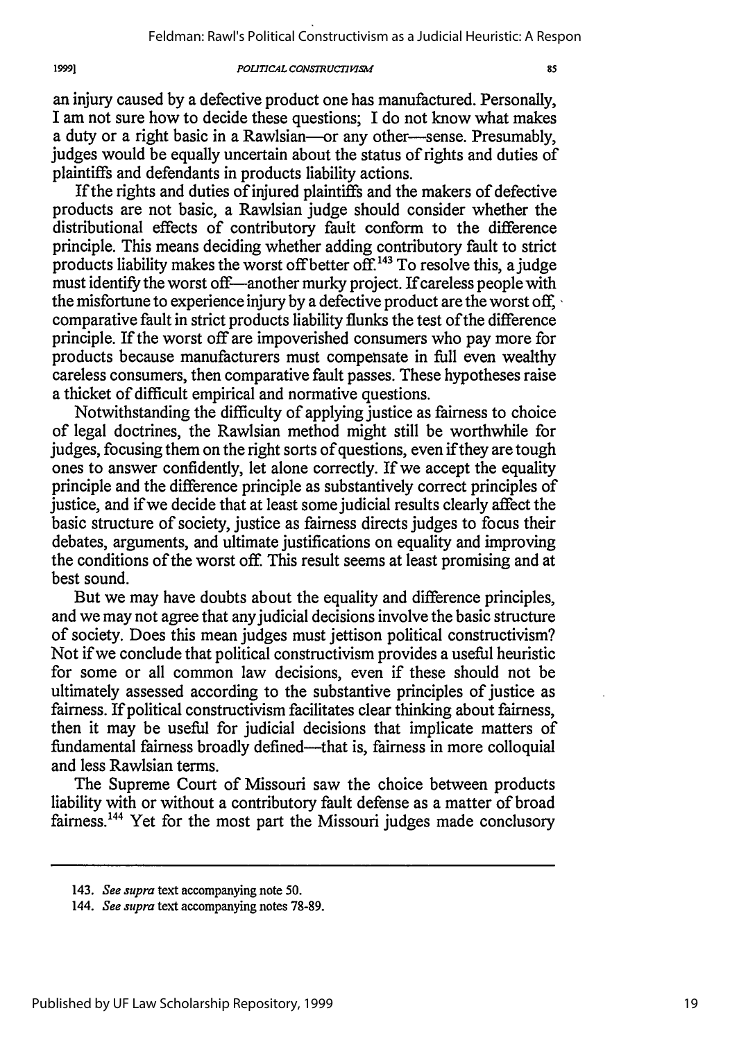an injury caused by a defective product one has manufactured. Personally, I am not sure how to decide these questions; I do not know what makes a duty or a right basic in a Rawlsian—or any other—sense. Presumably, judges would be equally uncertain about the status of rights and duties of plaintiffs and defendants in products liability actions.

If the rights and duties of injured plaintiffs and the makers of defective products are not basic, a Rawlsian judge should consider whether the distributional effects of contributory fault conform to the difference principle. This means deciding whether adding contributory fault to strict products liability makes the worst off better off.[143] To resolve this, a judge must identify the worst off—another murky project. If careless people with the misfortune to experience injury by a defective product are the worst off, comparative fault in strict products liability flunks the test of the difference principle. If the worst off are impoverished consumers who pay more for products because manufacturers must compensate in full even wealthy careless consumers, then comparative fault passes. These hypotheses raise a thicket of difficult empirical and normative questions.

Notwithstanding the difficulty of applying justice as fairness to choice of legal doctrines, the Rawlsian method might still be worthwhile for judges, focusing them on the right sorts of questions, even if they are tough ones to answer confidently, let alone correctly. If we accept the equality principle and the difference principle as substantively correct principles of justice, and if we decide that at least some judicial results clearly affect the basic structure of society, justice as fairness directs judges to focus their debates, arguments, and ultimate justifications on equality and improving the conditions of the worst off. This result seems at least promising and at best sound.

But we may have doubts about the equality and difference principles, and we may not agree that any judicial decisions involve the basic structure of society. Does this mean judges must jettison political constructivism? Not if we conclude that political constructivism provides a useful heuristic for some or all common law decisions, even if these should not be ultimately assessed according to the substantive principles of justice as fairness. If political constructivism facilitates clear thinking about fairness, then it may be useful for judicial decisions that implicate matters of fundamental fairness broadly defined—that is, fairness in more colloquial and less Rawlsian terms.

The Supreme Court of Missouri saw the choice between products liability with or without a contributory fault defense as a matter of broad fairness.[144] Yet for the most part the Missouri judges made conclusory

---

143. *See supra* text accompanying note 50.

144. *See supra* text accompanying notes 78-89.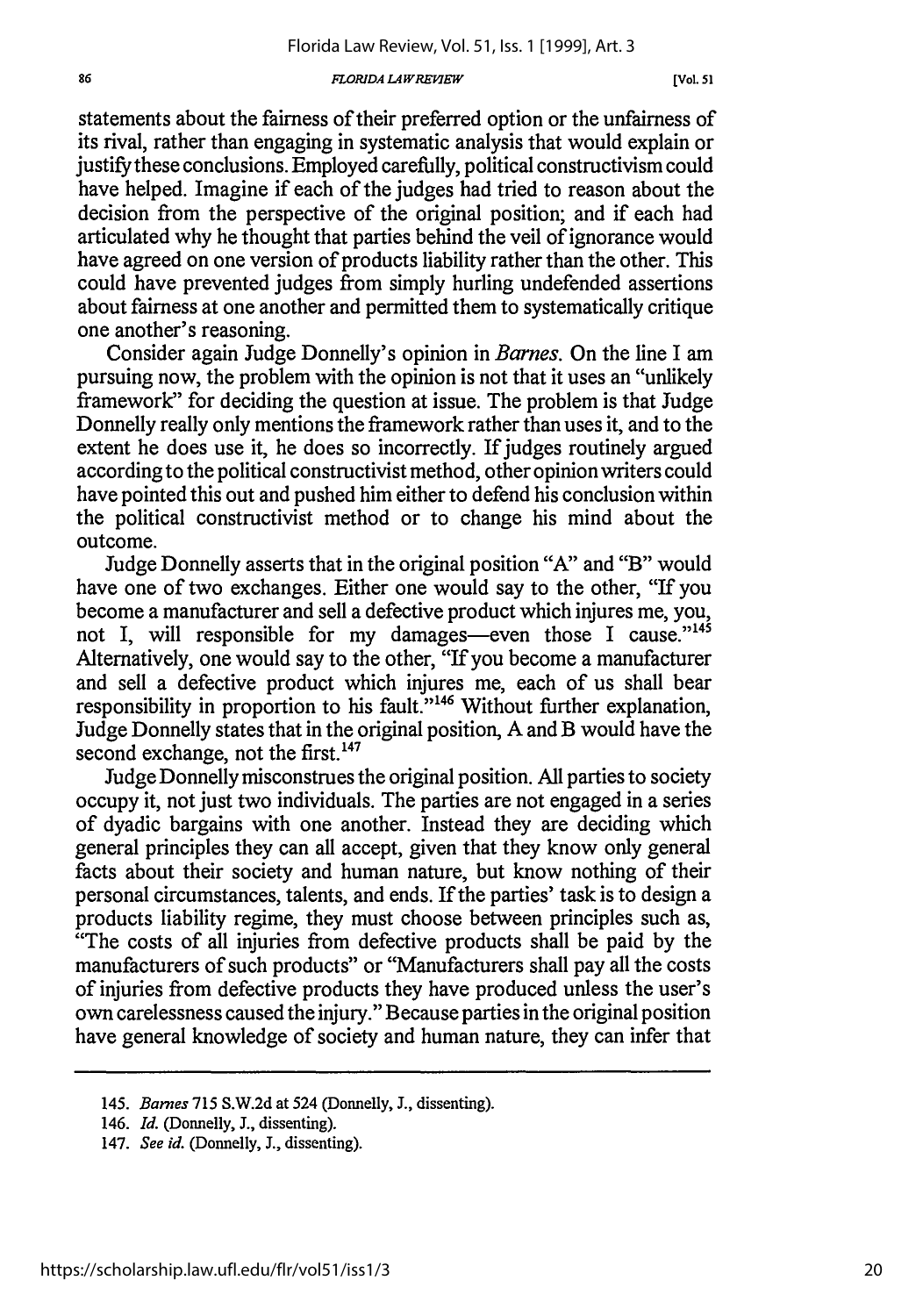statements about the fairness of their preferred option or the unfairness of its rival, rather than engaging in systematic analysis that would explain or justify these conclusions. Employed carefully, political constructivism could have helped. Imagine if each of the judges had tried to reason about the decision from the perspective of the original position; and if each had articulated why he thought that parties behind the veil of ignorance would have agreed on one version of products liability rather than the other. This could have prevented judges from simply hurling undefended assertions about fairness at one another and permitted them to systematically critique one another's reasoning.

Consider again Judge Donnelly's opinion in *Barnes*. On the line I am pursuing now, the problem with the opinion is not that it uses an "unlikely framework" for deciding the question at issue. The problem is that Judge Donnelly really only mentions the framework rather than uses it, and to the extent he does use it, he does so incorrectly. If judges routinely argued according to the political constructivist method, other opinion writers could have pointed this out and pushed him either to defend his conclusion within the political constructivist method or to change his mind about the outcome.

Judge Donnelly asserts that in the original position "A" and "B" would have one of two exchanges. Either one would say to the other, "If you become a manufacturer and sell a defective product which injures me, you, not I, will responsible for my damages—even those I cause."[145] Alternatively, one would say to the other, "If you become a manufacturer and sell a defective product which injures me, each of us shall bear responsibility in proportion to his fault."[146] Without further explanation, Judge Donnelly states that in the original position, A and B would have the second exchange, not the first.[147]

Judge Donnelly misconstrues the original position. All parties to society occupy it, not just two individuals. The parties are not engaged in a series of dyadic bargains with one another. Instead they are deciding which general principles they can all accept, given that they know only general facts about their society and human nature, but know nothing of their personal circumstances, talents, and ends. If the parties' task is to design a products liability regime, they must choose between principles such as, "The costs of all injuries from defective products shall be paid by the manufacturers of such products" or "Manufacturers shall pay all the costs of injuries from defective products they have produced unless the user's own carelessness caused the injury." Because parties in the original position have general knowledge of society and human nature, they can infer that

---

145. *Barnes* 715 S.W.2d at 524 (Donnelly, J., dissenting).

146. *Id.* (Donnelly, J., dissenting).

147. *See id.* (Donnelly, J., dissenting).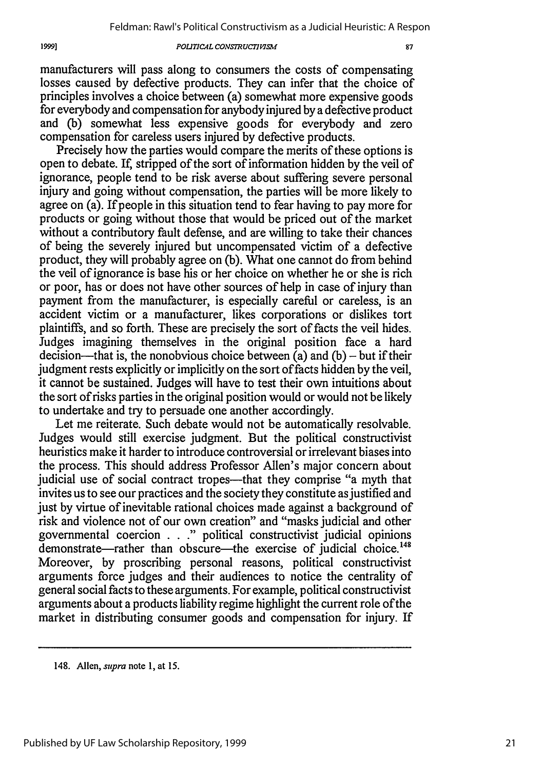manufacturers will pass along to consumers the costs of compensating losses caused by defective products. They can infer that the choice of principles involves a choice between (a) somewhat more expensive goods for everybody and compensation for anybody injured by a defective product and (b) somewhat less expensive goods for everybody and zero compensation for careless users injured by defective products.

Precisely how the parties would compare the merits of these options is open to debate. If, stripped of the sort of information hidden by the veil of ignorance, people tend to be risk averse about suffering severe personal injury and going without compensation, the parties will be more likely to agree on (a). If people in this situation tend to fear having to pay more for products or going without those that would be priced out of the market without a contributory fault defense, and are willing to take their chances of being the severely injured but uncompensated victim of a defective product, they will probably agree on (b). What one cannot do from behind the veil of ignorance is base his or her choice on whether he or she is rich or poor, has or does not have other sources of help in case of injury than payment from the manufacturer, is especially careful or careless, is an accident victim or a manufacturer, likes corporations or dislikes tort plaintiffs, and so forth. These are precisely the sort of facts the veil hides. Judges imagining themselves in the original position face a hard decision—that is, the nonobvious choice between (a) and (b) – but if their judgment rests explicitly or implicitly on the sort of facts hidden by the veil, it cannot be sustained. Judges will have to test their own intuitions about the sort of risks parties in the original position would or would not be likely to undertake and try to persuade one another accordingly.

Let me reiterate. Such debate would not be automatically resolvable. Judges would still exercise judgment. But the political constructivist heuristics make it harder to introduce controversial or irrelevant biases into the process. This should address Professor Allen's major concern about judicial use of social contract tropes—that they comprise "a myth that invites us to see our practices and the society they constitute as justified and just by virtue of inevitable rational choices made against a background of risk and violence not of our own creation" and "masks judicial and other governmental coercion . . ." political constructivist judicial opinions demonstrate—rather than obscure—the exercise of judicial choice.[148] Moreover, by proscribing personal reasons, political constructivist arguments force judges and their audiences to notice the centrality of general social facts to these arguments. For example, political constructivist arguments about a products liability regime highlight the current role of the market in distributing consumer goods and compensation for injury. If

---

148. Allen, *supra* note 1, at 15.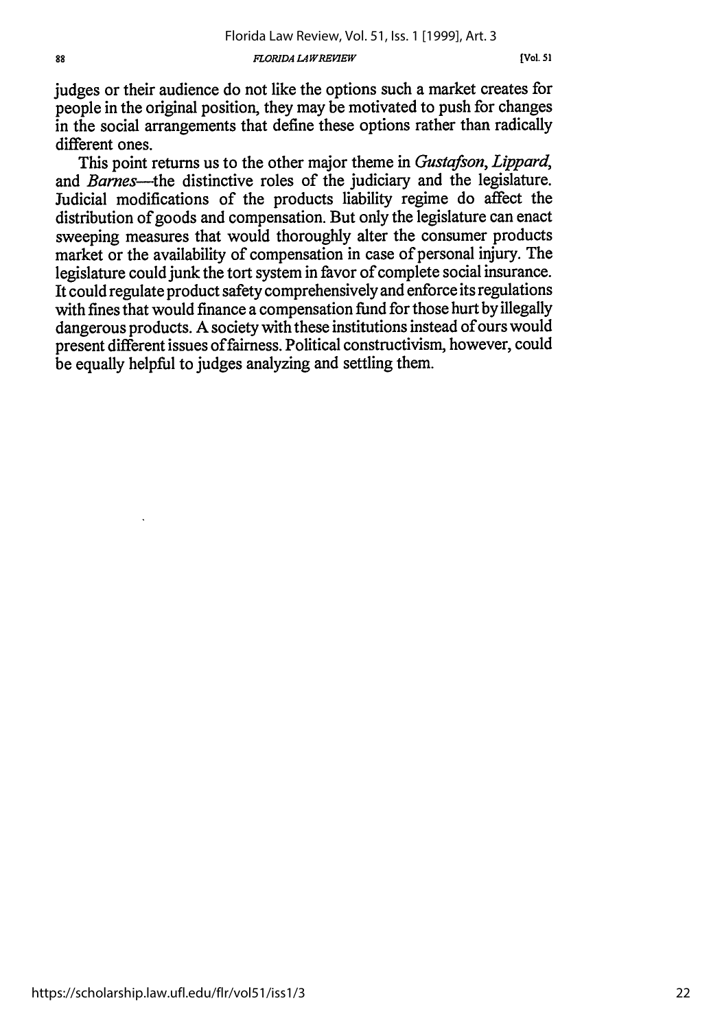judges or their audience do not like the options such a market creates for people in the original position, they may be motivated to push for changes in the social arrangements that define these options rather than radically different ones.

This point returns us to the other major theme in *Gustafson*, *Lippard*, and *Barnes*—the distinctive roles of the judiciary and the legislature. Judicial modifications of the products liability regime do affect the distribution of goods and compensation. But only the legislature can enact sweeping measures that would thoroughly alter the consumer products market or the availability of compensation in case of personal injury. The legislature could junk the tort system in favor of complete social insurance. It could regulate product safety comprehensively and enforce its regulations with fines that would finance a compensation fund for those hurt by illegally dangerous products. A society with these institutions instead of ours would present different issues of fairness. Political constructivism, however, could be equally helpful to judges analyzing and settling them.